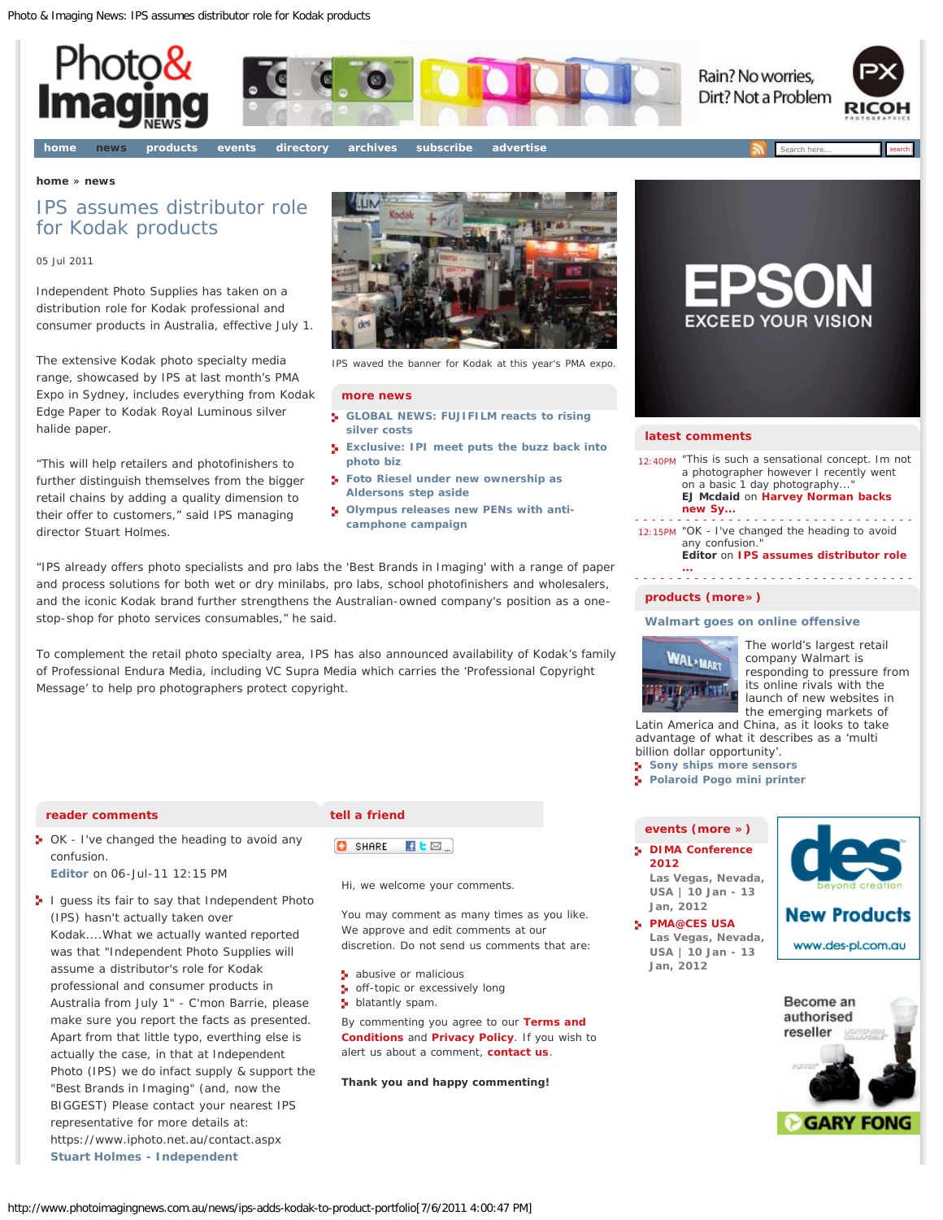home » news

# IPS assumes distributor role for Kodak products

05 Jul 2011

Independent Photo Supplies has taken on a distribution role for Kodak professional and consumer products in Australia, effective July 1.

IPS waved the banner for Kodak at this year's PMA expo.

The extensive Kodak photo specialty media range, showcased by IPS at last month's PMA Expo in Sydney, includes everything from Kodak Edge Paper to Kodak Royal Luminous silver halide paper.

"This will help retailers and photofinishers to further distinguish themselves from the bigger retail chains by adding a quality dimension to their offer to customers," said IPS managing director Stuart Holmes.

"IPS already offers photo specialists and pro labs the 'Best Brands in Imaging' with a range of paper and process solutions for both wet or dry minilabs, pro labs, school photofinishers and wholesalers, and the iconic Kodak brand further strengthens the Australian-owned company's position as a one-stop-shop for photo services consumables," he said.

To complement the retail photo specialty area, IPS has also announced availability of Kodak's family of Professional Endura Media, including VC Supra Media which carries the 'Professional Copyright Message' to help pro photographers protect copyright.

## more news

- GLOBAL NEWS: FUJIFILM reacts to rising silver costs
- Exclusive: IPI meet puts the buzz back into photo biz
- Foto Riesel under new ownership as Aldersons step aside
- Olympus releases new PENs with anti-camphone campaign

## reader comments

- OK - I've changed the heading to avoid any confusion.
  **Editor** on 06-Jul-11 12:15 PM
- I guess its fair to say that Independent Photo (IPS) hasn't actually taken over Kodak....What we actually wanted reported was that "Independent Photo Supplies will assume a distributor's role for Kodak professional and consumer products in Australia from July 1" - C'mon Barrie, please make sure you report the facts as presented. Apart from that little typo, everthing else is actually the case, in that at Independent Photo (IPS) we do infact supply & support the "Best Brands in Imaging" (and, now the BIGGEST) Please contact your nearest IPS representative for more details at: https://www.iphoto.net.au/contact.aspx
  **Stuart Holmes - Independent**

## tell a friend

SHARE

Hi, we welcome your comments.

You may comment as many times as you like. We approve and edit comments at our discretion. Do not send us comments that are:

- abusive or malicious
- off-topic or excessively long
- blatantly spam.

By commenting you agree to our **Terms and Conditions** and **Privacy Policy**. If you wish to alert us about a comment, **contact us**.

**Thank you and happy commenting!**

## latest comments

12:40PM "This is such a sensational concept. Im not a photographer however I recently went on a basic 1 day photography..."
**EJ Mcdaid** on **Harvey Norman backs new Sy...**

12:15PM "OK - I've changed the heading to avoid any confusion."
**Editor** on **IPS assumes distributor role ...**

## products (more» )

### Walmart goes on online offensive

The world's largest retail company Walmart is responding to pressure from its online rivals with the launch of new websites in the emerging markets of Latin America and China, as it looks to take advantage of what it describes as a 'multi billion dollar opportunity'.

- Sony ships more sensors
- Polaroid Pogo mini printer

## events (more » )

- **DIMA Conference 2012**
  Las Vegas, Nevada, USA | 10 Jan - 13 Jan, 2012
- **PMA@CES USA**
  Las Vegas, Nevada, USA | 10 Jan - 13 Jan, 2012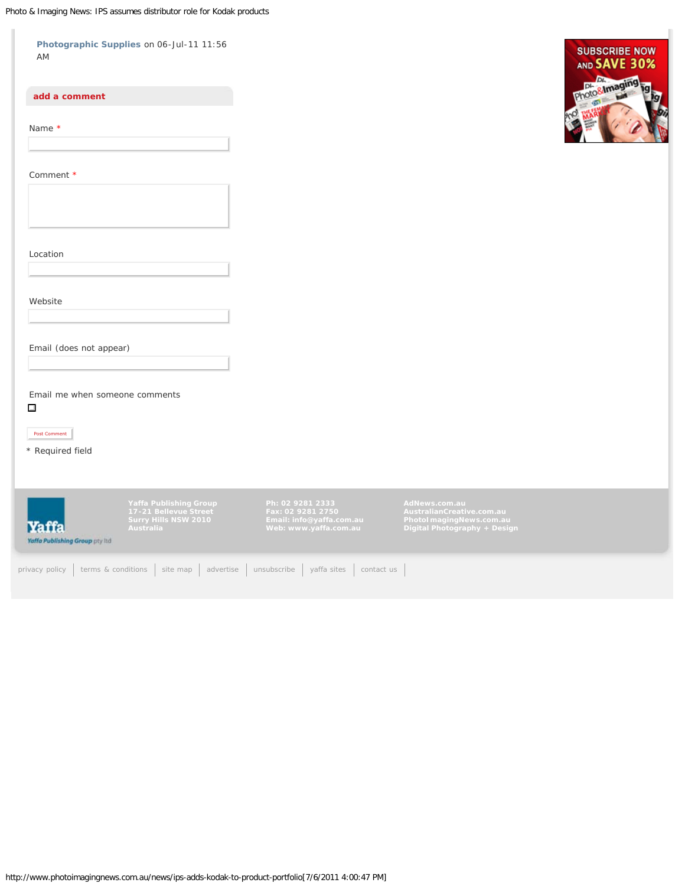**Photographic Supplies** on 06-Jul-11 11:56 AM

**add a comment**

Name *

Comment *

Location

Website

Email (does not appear)

Email me when someone comments

Post Comment

* Required field

Yaffa Publishing Group
17-21 Bellevue Street
Surry Hills NSW 2010
Australia

Ph: 02 9281 2333
Fax: 02 9281 2750
Email: info@yaffa.com.au
Web: www.yaffa.com.au

AdNews.com.au
AustralianCreative.com.au
PhotoImagingNews.com.au
Digital Photography + Design

privacy policy | terms & conditions | site map | advertise | unsubscribe | yaffa sites | contact us